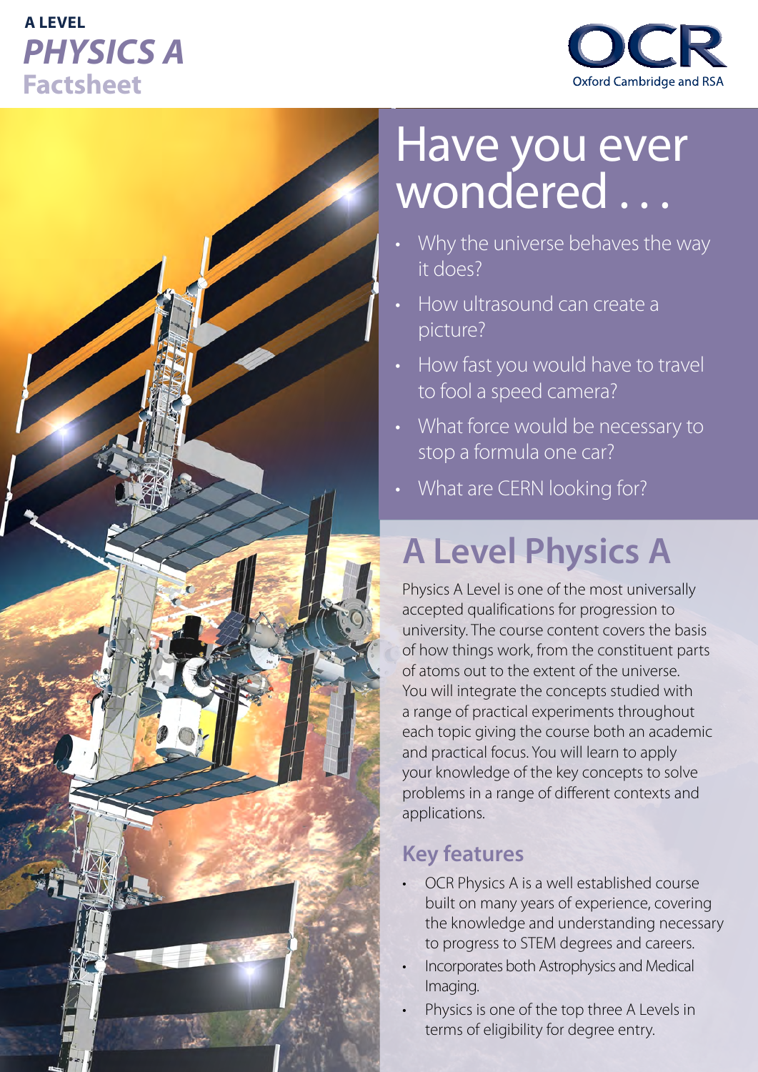A LEVEL

# PHYSICS A

**Factsheet**

OCR
Oxford Cambridge and RSA

## Have you ever wondered . . .

- Why the universe behaves the way it does?
- How ultrasound can create a picture?
- How fast you would have to travel to fool a speed camera?
- What force would be necessary to stop a formula one car?
- What are CERN looking for?

## A Level Physics A

Physics A Level is one of the most universally accepted qualifications for progression to university. The course content covers the basis of how things work, from the constituent parts of atoms out to the extent of the universe. You will integrate the concepts studied with a range of practical experiments throughout each topic giving the course both an academic and practical focus. You will learn to apply your knowledge of the key concepts to solve problems in a range of different contexts and applications.

### Key features

- OCR Physics A is a well established course built on many years of experience, covering the knowledge and understanding necessary to progress to STEM degrees and careers.
- Incorporates both Astrophysics and Medical Imaging.
- Physics is one of the top three A Levels in terms of eligibility for degree entry.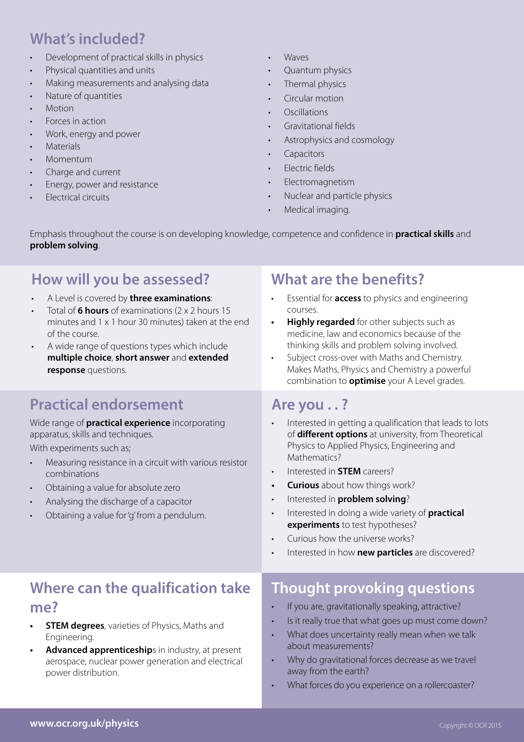## What's included?

- Development of practical skills in physics
- Physical quantities and units
- Making measurements and analysing data
- Nature of quantities
- Motion
- Forces in action
- Work, energy and power
- Materials
- Momentum
- Charge and current
- Energy, power and resistance
- Electrical circuits
- Waves
- Quantum physics
- Thermal physics
- Circular motion
- Oscillations
- Gravitational fields
- Astrophysics and cosmology
- Capacitors
- Electric fields
- Electromagnetism
- Nuclear and particle physics
- Medical imaging.

Emphasis throughout the course is on developing knowledge, competence and confidence in **practical skills** and **problem solving**.

## How will you be assessed?

- A Level is covered by **three examinations**:
- Total of **6 hours** of examinations (2 x 2 hours 15 minutes and 1 x 1 hour 30 minutes) taken at the end of the course.
- A wide range of questions types which include **multiple choice**, **short answer** and **extended response** questions.

## What are the benefits?

- Essential for **access** to physics and engineering courses.
- **Highly regarded** for other subjects such as medicine, law and economics because of the thinking skills and problem solving involved.
- Subject cross-over with Maths and Chemistry. Makes Maths, Physics and Chemistry a powerful combination to **optimise** your A Level grades.

## Practical endorsement

Wide range of **practical experience** incorporating apparatus, skills and techniques.

With experiments such as;

- Measuring resistance in a circuit with various resistor combinations
- Obtaining a value for absolute zero
- Analysing the discharge of a capacitor
- Obtaining a value for 'g' from a pendulum.

## Are you . . ?

- Interested in getting a qualification that leads to lots of **different options** at university, from Theoretical Physics to Applied Physics, Engineering and Mathematics?
- Interested in **STEM** careers?
- **Curious** about how things work?
- Interested in **problem solving**?
- Interested in doing a wide variety of **practical experiments** to test hypotheses?
- Curious how the universe works?
- Interested in how **new particles** are discovered?

## Where can the qualification take me?

- **STEM degrees**, varieties of Physics, Maths and Engineering.
- **Advanced apprenticeship**s in industry, at present aerospace, nuclear power generation and electrical power distribution.

## Thought provoking questions

- If you are, gravitationally speaking, attractive?
- Is it really true that what goes up must come down?
- What does uncertainty really mean when we talk about measurements?
- Why do gravitational forces decrease as we travel away from the earth?
- What forces do you experience on a rollercoaster?

**www.ocr.org.uk/physics**

Copyright © OCR 2015